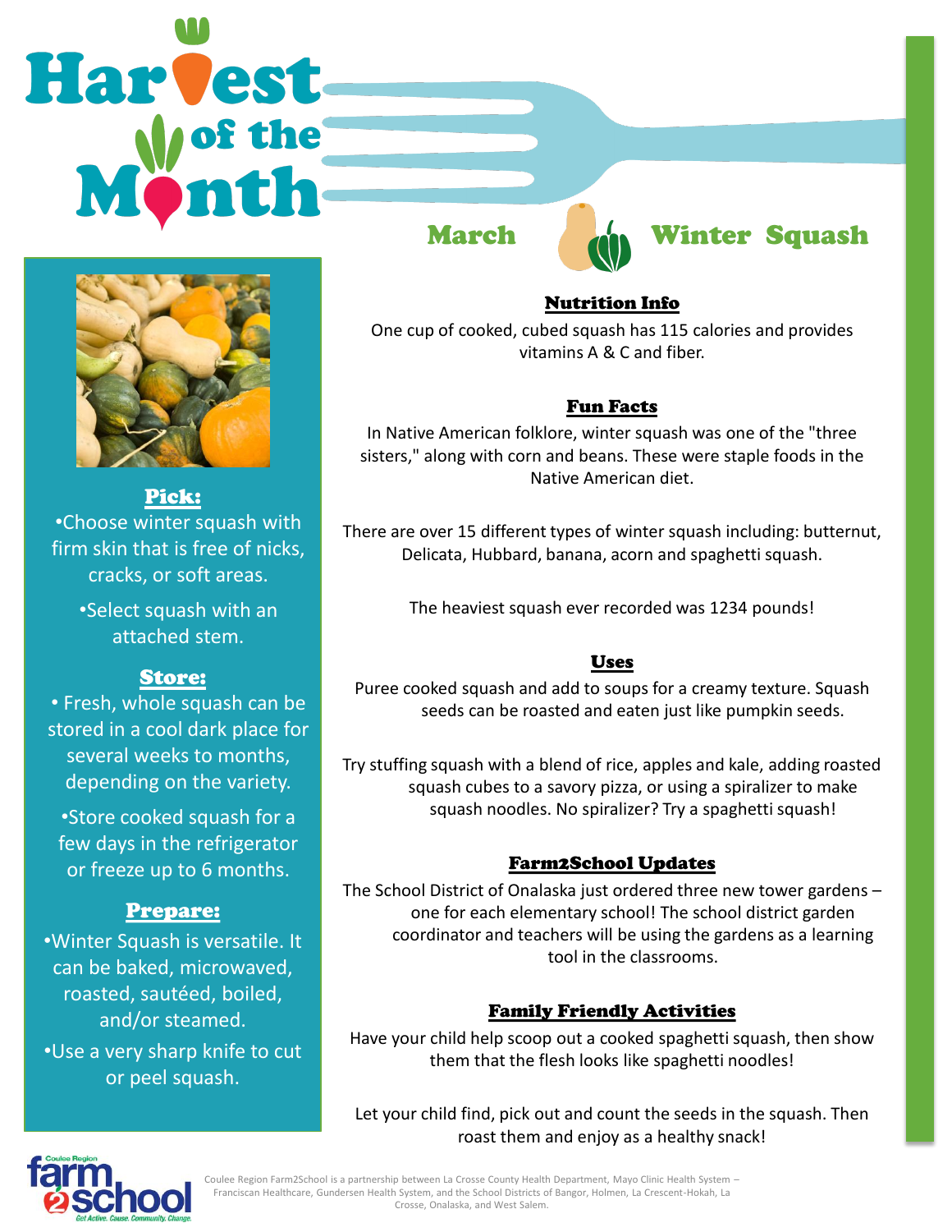# Harvest of the Month

## March — Winter Squash

### Pick:

- Choose winter squash with firm skin that is free of nicks, cracks, or soft areas.
- Select squash with an attached stem.

### Store:

- Fresh, whole squash can be stored in a cool dark place for several weeks to months, depending on the variety.
- Store cooked squash for a few days in the refrigerator or freeze up to 6 months.

### Prepare:

- Winter Squash is versatile. It can be baked, microwaved, roasted, sautéed, boiled, and/or steamed.
- Use a very sharp knife to cut or peel squash.

### Nutrition Info

One cup of cooked, cubed squash has 115 calories and provides vitamins A & C and fiber.

### Fun Facts

In Native American folklore, winter squash was one of the "three sisters," along with corn and beans. These were staple foods in the Native American diet.

There are over 15 different types of winter squash including: butternut, Delicata, Hubbard, banana, acorn and spaghetti squash.

The heaviest squash ever recorded was 1234 pounds!

### Uses

Puree cooked squash and add to soups for a creamy texture. Squash seeds can be roasted and eaten just like pumpkin seeds.

Try stuffing squash with a blend of rice, apples and kale, adding roasted squash cubes to a savory pizza, or using a spiralizer to make squash noodles. No spiralizer? Try a spaghetti squash!

### Farm2School Updates

The School District of Onalaska just ordered three new tower gardens – one for each elementary school! The school district garden coordinator and teachers will be using the gardens as a learning tool in the classrooms.

### Family Friendly Activities

Have your child help scoop out a cooked spaghetti squash, then show them that the flesh looks like spaghetti noodles!

Let your child find, pick out and count the seeds in the squash. Then roast them and enjoy as a healthy snack!

Coulee Region Farm2School — Get Active. Cause. Community. Change.

Coulee Region Farm2School is a partnership between La Crosse County Health Department, Mayo Clinic Health System – Franciscan Healthcare, Gundersen Health System, and the School Districts of Bangor, Holmen, La Crescent-Hokah, La Crosse, Onalaska, and West Salem.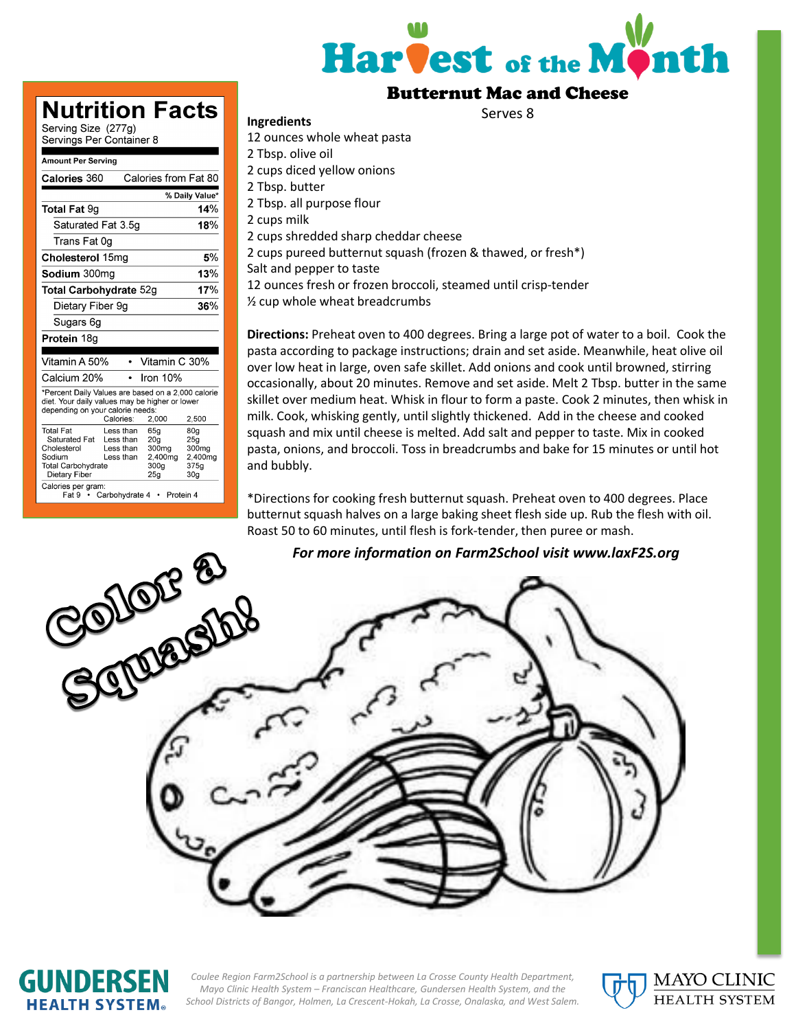# Harvest of the Month

## Butternut Mac and Cheese

Serves 8

**Ingredients**

12 ounces whole wheat pasta
2 Tbsp. olive oil
2 cups diced yellow onions
2 Tbsp. butter
2 Tbsp. all purpose flour
2 cups milk
2 cups shredded sharp cheddar cheese
2 cups pureed butternut squash (frozen & thawed, or fresh*)
Salt and pepper to taste
12 ounces fresh or frozen broccoli, steamed until crisp-tender
½ cup whole wheat breadcrumbs

**Directions:** Preheat oven to 400 degrees. Bring a large pot of water to a boil. Cook the pasta according to package instructions; drain and set aside. Meanwhile, heat olive oil over low heat in large, oven safe skillet. Add onions and cook until browned, stirring occasionally, about 20 minutes. Remove and set aside. Melt 2 Tbsp. butter in the same skillet over medium heat. Whisk in flour to form a paste. Cook 2 minutes, then whisk in milk. Cook, whisking gently, until slightly thickened. Add in the cheese and cooked squash and mix until cheese is melted. Add salt and pepper to taste. Mix in cooked pasta, onions, and broccoli. Toss in breadcrumbs and bake for 15 minutes or until hot and bubbly.

*Directions for cooking fresh butternut squash. Preheat oven to 400 degrees. Place butternut squash halves on a large baking sheet flesh side up. Rub the flesh with oil. Roast 50 to 60 minutes, until flesh is fork-tender, then puree or mash.

***For more information on Farm2School visit www.laxF2S.org***

## Nutrition Facts

Serving Size (277g)
Servings Per Container 8

**Amount Per Serving**

| | |
|---|---|
| **Calories** 360 | Calories from Fat 80 |
| | **% Daily Value*** |
| **Total Fat** 9g | **14%** |
| Saturated Fat 3.5g | **18%** |
| Trans Fat 0g | |
| **Cholesterol** 15mg | **5%** |
| **Sodium** 300mg | **13%** |
| **Total Carbohydrate** 52g | **17%** |
| Dietary Fiber 9g | **36%** |
| Sugars 6g | |
| **Protein** 18g | |

| | |
|---|---|
| Vitamin A 50% | Vitamin C 30% |
| Calcium 20% | Iron 10% |

*Percent Daily Values are based on a 2,000 calorie diet. Your daily values may be higher or lower depending on your calorie needs:

| | Calories: | 2,000 | 2,500 |
|---|---|---|---|
| Total Fat | Less than | 65g | 80g |
| Saturated Fat | Less than | 20g | 25g |
| Cholesterol | Less than | 300mg | 300mg |
| Sodium | Less than | 2,400mg | 2,400mg |
| Total Carbohydrate | | 300g | 375g |
| Dietary Fiber | | 25g | 30g |

Calories per gram:
Fat 9 • Carbohydrate 4 • Protein 4

**Color a Squash!**

GUNDERSEN HEALTH SYSTEM

*Coulee Region Farm2School is a partnership between La Crosse County Health Department, Mayo Clinic Health System – Franciscan Healthcare, Gundersen Health System, and the School Districts of Bangor, Holmen, La Crescent-Hokah, La Crosse, Onalaska, and West Salem.*

MAYO CLINIC HEALTH SYSTEM